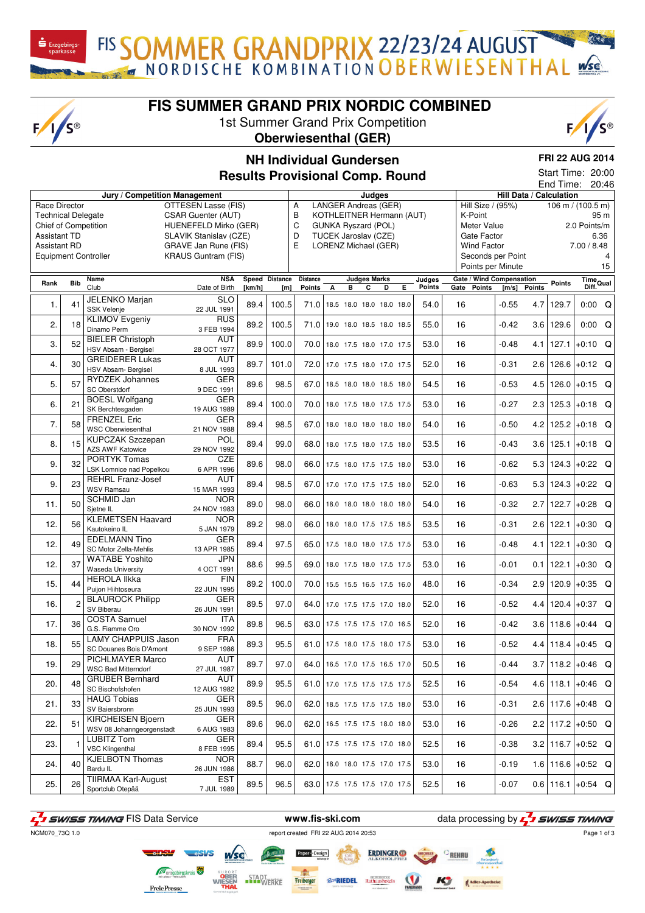# FIS SUMMER GRAND PRIX NORDIC COMBINED

1st Summer Grand Prix Competition

**Oberwiesenthal (GER)**

## NH Individual Gundersen
## Results Provisional Comp. Round

**FRI 22 AUG 2014**

Start Time: 20:00
End Time: 20:46

| Jury / Competition Management | | Judges | | Hill Data / Calculation | |
|---|---|---|---|---|---|
| Race Director | OTTESEN Lasse (FIS) | A | LANGER Andreas (GER) | Hill Size / (95%) | 106 m / (100.5 m) |
| Technical Delegate | CSAR Guenter (AUT) | B | KOTHLEITNER Hermann (AUT) | K-Point | 95 m |
| Chief of Competition | HUENEFELD Mirko (GER) | C | GUNKA Ryszard (POL) | Meter Value | 2.0 Points/m |
| Assistant TD | SLAVIK Stanislav (CZE) | D | TUCEK Jaroslav (CZE) | Gate Factor | 6.36 |
| Assistant RD | GRAVE Jan Rune (FIS) | E | LORENZ Michael (GER) | Wind Factor | 7.00 / 8.48 |
| Equipment Controller | KRAUS Guntram (FIS) | | | Seconds per Point | 4 |
| | | | | Points per Minute | 15 |

| Rank | Bib | Name / Club | NSA / Date of Birth | Speed [km/h] | Distance [m] | Distance Points | A | B | C | D | E | Judges Points | Gate | Gate Points | Wind [m/s] | Wind Points | Points | Time Diff. | Qual |
|---|---|---|---|---|---|---|---|---|---|---|---|---|---|---|---|---|---|---|---|
| 1. | 41 | JELENKO Marjan / SSK Velenje | SLO / 22 JUL 1991 | 89.4 | 100.5 | 71.0 | 18.5 | 18.0 | 18.0 | 18.0 | 18.0 | 54.0 | 16 | | -0.55 | 4.7 | 129.7 | 0:00 | Q |
| 2. | 18 | KLIMOV Evgeniy / Dinamo Perm | RUS / 3 FEB 1994 | 89.2 | 100.5 | 71.0 | 19.0 | 18.0 | 18.5 | 18.0 | 18.5 | 55.0 | 16 | | -0.42 | 3.6 | 129.6 | 0:00 | Q |
| 3. | 52 | BIELER Christoph / HSV Absam - Bergisel | AUT / 28 OCT 1977 | 89.9 | 100.0 | 70.0 | 18.0 | 17.5 | 18.0 | 17.0 | 17.5 | 53.0 | 16 | | -0.48 | 4.1 | 127.1 | +0:10 | Q |
| 4. | 30 | GREIDERER Lukas / HSV Absam- Bergisel | AUT / 8 JUL 1993 | 89.7 | 101.0 | 72.0 | 17.0 | 17.5 | 18.0 | 17.0 | 17.5 | 52.0 | 16 | | -0.31 | 2.6 | 126.6 | +0:12 | Q |
| 5. | 57 | RYDZEK Johannes / SC Oberstdorf | GER / 9 DEC 1991 | 89.6 | 98.5 | 67.0 | 18.5 | 18.0 | 18.0 | 18.5 | 18.0 | 54.5 | 16 | | -0.53 | 4.5 | 126.0 | +0:15 | Q |
| 6. | 21 | BOESL Wolfgang / SK Berchtesgaden | GER / 19 AUG 1989 | 89.4 | 100.0 | 70.0 | 18.0 | 17.5 | 18.0 | 17.5 | 17.5 | 53.0 | 16 | | -0.27 | 2.3 | 125.3 | +0:18 | Q |
| 7. | 58 | FRENZEL Eric / WSC Oberwiesenthal | GER / 21 NOV 1988 | 89.4 | 98.5 | 67.0 | 18.0 | 18.0 | 18.0 | 18.0 | 18.0 | 54.0 | 16 | | -0.50 | 4.2 | 125.2 | +0:18 | Q |
| 8. | 15 | KUPCZAK Szczepan / AZS AWF Katowice | POL / 29 NOV 1992 | 89.4 | 99.0 | 68.0 | 18.0 | 17.5 | 18.0 | 17.5 | 18.0 | 53.5 | 16 | | -0.43 | 3.6 | 125.1 | +0:18 | Q |
| 9. | 32 | PORTYK Tomas / LSK Lomnice nad Popelkou | CZE / 6 APR 1996 | 89.6 | 98.0 | 66.0 | 17.5 | 18.0 | 17.5 | 17.5 | 18.0 | 53.0 | 16 | | -0.62 | 5.3 | 124.3 | +0:22 | Q |
| 9. | 23 | REHRL Franz-Josef / WSV Ramsau | AUT / 15 MAR 1993 | 89.4 | 98.5 | 67.0 | 17.0 | 17.0 | 17.5 | 17.5 | 18.0 | 52.0 | 16 | | -0.63 | 5.3 | 124.3 | +0:22 | Q |
| 11. | 50 | SCHMID Jan / Sjetne IL | NOR / 24 NOV 1983 | 89.0 | 98.0 | 66.0 | 18.0 | 18.0 | 18.0 | 18.0 | 18.0 | 54.0 | 16 | | -0.32 | 2.7 | 122.7 | +0:28 | Q |
| 12. | 56 | KLEMETSEN Haavard / Kautokeino IL | NOR / 5 JAN 1979 | 89.2 | 98.0 | 66.0 | 18.0 | 18.0 | 17.5 | 17.5 | 18.5 | 53.5 | 16 | | -0.31 | 2.6 | 122.1 | +0:30 | Q |
| 12. | 49 | EDELMANN Tino / SC Motor Zella-Mehlis | GER / 13 APR 1985 | 89.4 | 97.5 | 65.0 | 17.5 | 18.0 | 18.0 | 17.5 | 17.5 | 53.0 | 16 | | -0.48 | 4.1 | 122.1 | +0:30 | Q |
| 12. | 37 | WATABE Yoshito / Waseda University | JPN / 4 OCT 1991 | 88.6 | 99.5 | 69.0 | 18.0 | 17.5 | 18.0 | 17.5 | 17.5 | 53.0 | 16 | | -0.01 | 0.1 | 122.1 | +0:30 | Q |
| 15. | 44 | HEROLA Ilkka / Puijon Hiihtoseura | FIN / 22 JUN 1995 | 89.2 | 100.0 | 70.0 | 15.5 | 15.5 | 16.5 | 17.5 | 16.0 | 48.0 | 16 | | -0.34 | 2.9 | 120.9 | +0:35 | Q |
| 16. | 2 | BLAUROCK Philipp / SV Biberau | GER / 26 JUN 1991 | 89.5 | 97.0 | 64.0 | 17.0 | 17.5 | 17.5 | 17.0 | 18.0 | 52.0 | 16 | | -0.52 | 4.4 | 120.4 | +0:37 | Q |
| 17. | 36 | COSTA Samuel / G.S. Fiamme Oro | ITA / 30 NOV 1992 | 89.8 | 96.5 | 63.0 | 17.5 | 17.5 | 17.5 | 17.0 | 16.5 | 52.0 | 16 | | -0.42 | 3.6 | 118.6 | +0:44 | Q |
| 18. | 55 | LAMY CHAPPUIS Jason / SC Douanes Bois D'Amont | FRA / 9 SEP 1986 | 89.3 | 95.5 | 61.0 | 17.5 | 18.0 | 17.5 | 18.0 | 17.5 | 53.0 | 16 | | -0.52 | 4.4 | 118.4 | +0:45 | Q |
| 19. | 29 | PICHLMAYER Marco / WSC Bad Mitterndorf | AUT / 27 JUL 1987 | 89.7 | 97.0 | 64.0 | 16.5 | 17.0 | 17.5 | 16.5 | 17.0 | 50.5 | 16 | | -0.44 | 3.7 | 118.2 | +0:46 | Q |
| 20. | 48 | GRUBER Bernhard / SC Bischofshofen | AUT / 12 AUG 1982 | 89.9 | 95.5 | 61.0 | 17.0 | 17.5 | 17.5 | 17.5 | 17.5 | 52.5 | 16 | | -0.54 | 4.6 | 118.1 | +0:46 | Q |
| 21. | 33 | HAUG Tobias / SV Baiersbronn | GER / 25 JUN 1993 | 89.5 | 96.0 | 62.0 | 18.5 | 17.5 | 17.5 | 17.5 | 18.0 | 53.0 | 16 | | -0.31 | 2.6 | 117.6 | +0:48 | Q |
| 22. | 51 | KIRCHEISEN Bjoern / WSV 08 Johanngeorgenstadt | GER / 6 AUG 1983 | 89.6 | 96.0 | 62.0 | 16.5 | 17.5 | 17.5 | 18.0 | 18.0 | 53.0 | 16 | | -0.26 | 2.2 | 117.2 | +0:50 | Q |
| 23. | 1 | LUBITZ Tom / VSC Klingenthal | GER / 8 FEB 1995 | 89.4 | 95.5 | 61.0 | 17.5 | 17.5 | 17.5 | 17.0 | 18.0 | 52.5 | 16 | | -0.38 | 3.2 | 116.7 | +0:52 | Q |
| 24. | 40 | KJELBOTN Thomas / Bardu IL | NOR / 26 JUN 1986 | 88.7 | 96.0 | 62.0 | 18.0 | 18.0 | 17.5 | 17.0 | 17.5 | 53.0 | 16 | | -0.19 | 1.6 | 116.6 | +0:52 | Q |
| 25. | 26 | TIIRMAA Karl-August / Sportclub Otepää | EST / 7 JUL 1989 | 89.5 | 96.5 | 63.0 | 17.5 | 17.5 | 17.5 | 17.0 | 17.5 | 52.5 | 16 | | -0.07 | 0.6 | 116.1 | +0:54 | Q |

SWISS TIMING FIS Data Service — www.fis-ski.com — data processing by SWISS TIMING

NCM070_73Q 1.0 — report created FRI 22 AUG 2014 20:53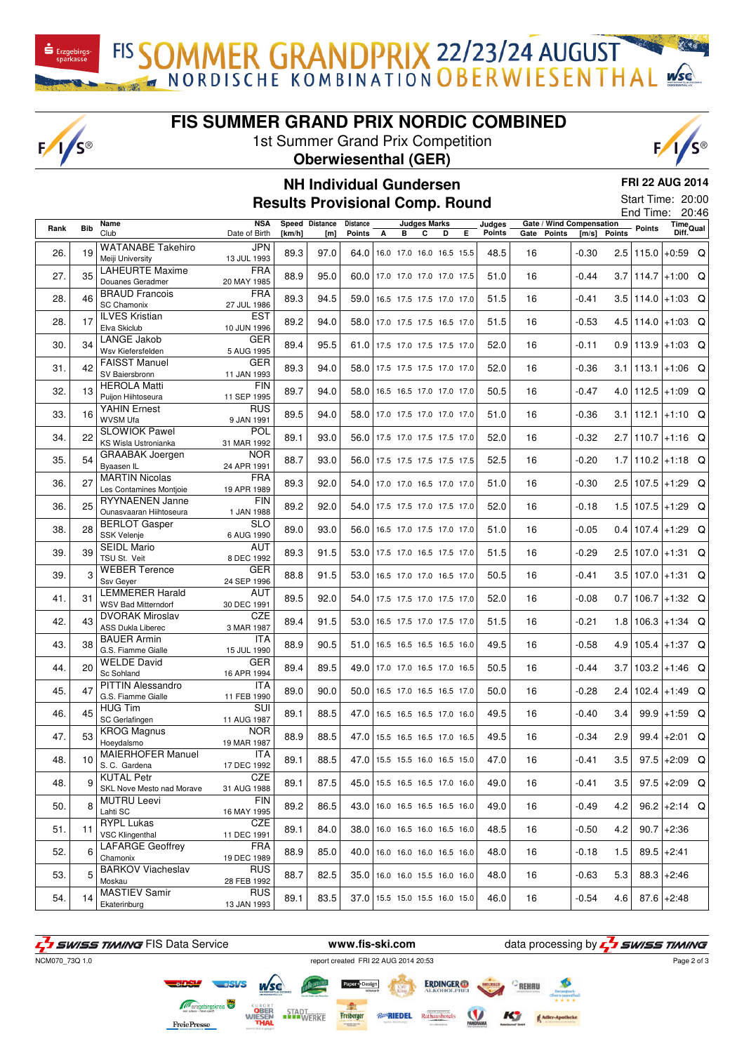# FIS SUMMER GRAND PRIX NORDIC COMBINED

1st Summer Grand Prix Competition

**Oberwiesenthal (GER)**

## NH Individual Gundersen
## Results Provisional Comp. Round

**FRI 22 AUG 2014**

Start Time: 20:00
End Time: 20:46

| Rank | Bib | Name / Club | NSA / Date of Birth | Speed [km/h] | Distance [m] | Distance Points | A | B | C | D | E | Judges Points | Gate | Gate Points | Wind [m/s] | Wind Points | Points | Time Diff. | Qual |
|---|---|---|---|---|---|---|---|---|---|---|---|---|---|---|---|---|---|---|---|
| 26. | 19 | WATANABE Takehiro / Meiji University | JPN / 13 JUL 1993 | 89.3 | 97.0 | 64.0 | 16.0 | 17.0 | 16.0 | 16.5 | 15.5 | 48.5 | 16 | | -0.30 | 2.5 | 115.0 | +0:59 | Q |
| 27. | 35 | LAHEURTE Maxime / Douanes Geradmer | FRA / 20 MAY 1985 | 88.9 | 95.0 | 60.0 | 17.0 | 17.0 | 17.0 | 17.0 | 17.5 | 51.0 | 16 | | -0.44 | 3.7 | 114.7 | +1:00 | Q |
| 28. | 46 | BRAUD Francois / SC Chamonix | FRA / 27 JUL 1986 | 89.3 | 94.5 | 59.0 | 16.5 | 17.5 | 17.5 | 17.0 | 17.0 | 51.5 | 16 | | -0.41 | 3.5 | 114.0 | +1:03 | Q |
| 28. | 17 | ILVES Kristian / Elva Skiclub | EST / 10 JUN 1996 | 89.2 | 94.0 | 58.0 | 17.0 | 17.5 | 17.5 | 16.5 | 17.0 | 51.5 | 16 | | -0.53 | 4.5 | 114.0 | +1:03 | Q |
| 30. | 34 | LANGE Jakob / Wsv Kiefersfelden | GER / 5 AUG 1995 | 89.4 | 95.5 | 61.0 | 17.5 | 17.0 | 17.5 | 17.5 | 17.0 | 52.0 | 16 | | -0.11 | 0.9 | 113.9 | +1:03 | Q |
| 31. | 42 | FAISST Manuel / SV Baiersbronn | GER / 11 JAN 1993 | 89.3 | 94.0 | 58.0 | 17.5 | 17.5 | 17.5 | 17.0 | 17.0 | 52.0 | 16 | | -0.36 | 3.1 | 113.1 | +1:06 | Q |
| 32. | 13 | HEROLA Matti / Puijon Hiihtoseura | FIN / 11 SEP 1995 | 89.7 | 94.0 | 58.0 | 16.5 | 16.5 | 17.0 | 17.0 | 17.0 | 50.5 | 16 | | -0.47 | 4.0 | 112.5 | +1:09 | Q |
| 33. | 16 | YAHIN Ernest / WVSM Ufa | RUS / 9 JAN 1991 | 89.5 | 94.0 | 58.0 | 17.0 | 17.5 | 17.0 | 17.0 | 17.0 | 51.0 | 16 | | -0.36 | 3.1 | 112.1 | +1:10 | Q |
| 34. | 22 | SLOWIOK Pawel / KS Wisla Ustronianka | POL / 31 MAR 1992 | 89.1 | 93.0 | 56.0 | 17.5 | 17.0 | 17.5 | 17.5 | 17.0 | 52.0 | 16 | | -0.32 | 2.7 | 110.7 | +1:16 | Q |
| 35. | 54 | GRAABAK Joergen / Byaasen IL | NOR / 24 APR 1991 | 88.7 | 93.0 | 56.0 | 17.5 | 17.5 | 17.5 | 17.5 | 17.5 | 52.5 | 16 | | -0.20 | 1.7 | 110.2 | +1:18 | Q |
| 36. | 27 | MARTIN Nicolas / Les Contamines Montjoie | FRA / 19 APR 1989 | 89.3 | 92.0 | 54.0 | 17.0 | 17.0 | 16.5 | 17.0 | 17.0 | 51.0 | 16 | | -0.30 | 2.5 | 107.5 | +1:29 | Q |
| 36. | 25 | RYYNAENEN Janne / Ounasvaaran Hiihtoseura | FIN / 1 JAN 1988 | 89.2 | 92.0 | 54.0 | 17.5 | 17.5 | 17.0 | 17.5 | 17.0 | 52.0 | 16 | | -0.18 | 1.5 | 107.5 | +1:29 | Q |
| 38. | 28 | BERLOT Gasper / SSK Velenje | SLO / 6 AUG 1990 | 89.0 | 93.0 | 56.0 | 16.5 | 17.0 | 17.5 | 17.0 | 17.0 | 51.0 | 16 | | -0.05 | 0.4 | 107.4 | +1:29 | Q |
| 39. | 39 | SEIDL Mario / TSU St. Veit | AUT / 8 DEC 1992 | 89.3 | 91.5 | 53.0 | 17.5 | 17.0 | 16.5 | 17.5 | 17.0 | 51.5 | 16 | | -0.29 | 2.5 | 107.0 | +1:31 | Q |
| 39. | 3 | WEBER Terence / Ssv Geyer | GER / 24 SEP 1996 | 88.8 | 91.5 | 53.0 | 16.5 | 17.0 | 17.0 | 16.5 | 17.0 | 50.5 | 16 | | -0.41 | 3.5 | 107.0 | +1:31 | Q |
| 41. | 31 | LEMMERER Harald / WSV Bad Mitterndorf | AUT / 30 DEC 1991 | 89.5 | 92.0 | 54.0 | 17.5 | 17.5 | 17.0 | 17.5 | 17.0 | 52.0 | 16 | | -0.08 | 0.7 | 106.7 | +1:32 | Q |
| 42. | 43 | DVORAK Miroslav / ASS Dukla Liberec | CZE / 3 MAR 1987 | 89.4 | 91.5 | 53.0 | 16.5 | 17.5 | 17.0 | 17.5 | 17.0 | 51.5 | 16 | | -0.21 | 1.8 | 106.3 | +1:34 | Q |
| 43. | 38 | BAUER Armin / G.S. Fiamme Gialle | ITA / 15 JUL 1990 | 88.9 | 90.5 | 51.0 | 16.5 | 16.5 | 16.5 | 16.5 | 16.0 | 49.5 | 16 | | -0.58 | 4.9 | 105.4 | +1:37 | Q |
| 44. | 20 | WELDE David / Sc Sohland | GER / 16 APR 1994 | 89.4 | 89.5 | 49.0 | 17.0 | 17.0 | 16.5 | 17.0 | 16.5 | 50.5 | 16 | | -0.44 | 3.7 | 103.2 | +1:46 | Q |
| 45. | 47 | PITTIN Alessandro / G.S. Fiamme Gialle | ITA / 11 FEB 1990 | 89.0 | 90.0 | 50.0 | 16.5 | 17.0 | 16.5 | 16.5 | 17.0 | 50.0 | 16 | | -0.28 | 2.4 | 102.4 | +1:49 | Q |
| 46. | 45 | HUG Tim / SC Gerlafingen | SUI / 11 AUG 1987 | 89.1 | 88.5 | 47.0 | 16.5 | 16.5 | 16.5 | 17.0 | 16.0 | 49.5 | 16 | | -0.40 | 3.4 | 99.9 | +1:59 | Q |
| 47. | 53 | KROG Magnus / Hoeydalsmo | NOR / 19 MAR 1987 | 88.9 | 88.5 | 47.0 | 15.5 | 16.5 | 16.5 | 17.0 | 16.5 | 49.5 | 16 | | -0.34 | 2.9 | 99.4 | +2:01 | Q |
| 48. | 10 | MAIERHOFER Manuel / S. C. Gardena | ITA / 17 DEC 1992 | 89.1 | 88.5 | 47.0 | 15.5 | 15.5 | 16.0 | 16.5 | 15.0 | 47.0 | 16 | | -0.41 | 3.5 | 97.5 | +2:09 | Q |
| 48. | 9 | KUTAL Petr / SKL Nove Mesto nad Morave | CZE / 31 AUG 1988 | 89.1 | 87.5 | 45.0 | 15.5 | 16.5 | 16.5 | 17.0 | 16.0 | 49.0 | 16 | | -0.41 | 3.5 | 97.5 | +2:09 | Q |
| 50. | 8 | MUTRU Leevi / Lahti SC | FIN / 16 MAY 1995 | 89.2 | 86.5 | 43.0 | 16.0 | 16.5 | 16.5 | 16.5 | 16.0 | 49.0 | 16 | | -0.49 | 4.2 | 96.2 | +2:14 | Q |
| 51. | 11 | RYPL Lukas / VSC Klingenthal | CZE / 11 DEC 1991 | 89.1 | 84.0 | 38.0 | 16.0 | 16.5 | 16.0 | 16.5 | 16.0 | 48.5 | 16 | | -0.50 | 4.2 | 90.7 | +2:36 | |
| 52. | 6 | LAFARGE Geoffrey / Chamonix | FRA / 19 DEC 1989 | 88.9 | 85.0 | 40.0 | 16.0 | 16.0 | 16.0 | 16.5 | 16.0 | 48.0 | 16 | | -0.18 | 1.5 | 89.5 | +2:41 | |
| 53. | 5 | BARKOV Viacheslav / Moskau | RUS / 28 FEB 1992 | 88.7 | 82.5 | 35.0 | 16.0 | 16.0 | 15.5 | 16.0 | 16.0 | 48.0 | 16 | | -0.63 | 5.3 | 88.3 | +2:46 | |
| 54. | 14 | MASTIEV Samir / Ekaterinburg | RUS / 13 JAN 1993 | 89.1 | 83.5 | 37.0 | 15.5 | 15.0 | 15.5 | 16.0 | 15.0 | 46.0 | 16 | | -0.54 | 4.6 | 87.6 | +2:48 | |

SWISS TIMING FIS Data Service — www.fis-ski.com — data processing by SWISS TIMING

NCM070_73Q 1.0 — report created FRI 22 AUG 2014 20:53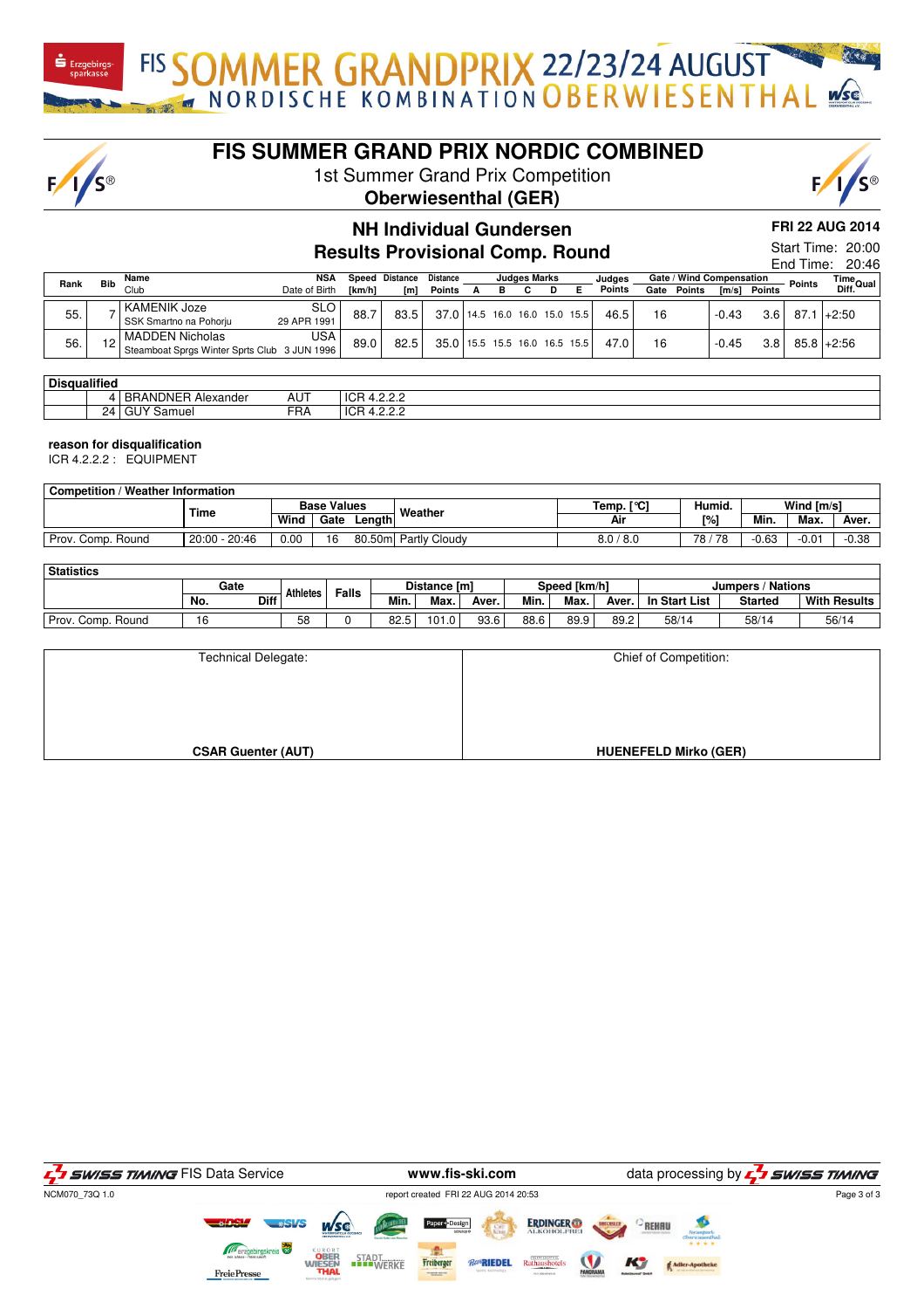# FIS SUMMER GRAND PRIX NORDIC COMBINED

1st Summer Grand Prix Competition

**Oberwiesenthal (GER)**

## NH Individual Gundersen

## Results Provisional Comp. Round

**FRI 22 AUG 2014**

Start Time: 20:00
End Time: 20:46

| Rank | Bib | Name / Club | NSA / Date of Birth | Speed [km/h] | Distance [m] | Distance Points | A | B | C | D | E | Judges Points | Gate | Gate Points | Wind [m/s] | Wind Points | Points | Time Diff. | Qual |
|---|---|---|---|---|---|---|---|---|---|---|---|---|---|---|---|---|---|---|---|
| 55. | 7 | KAMENIK Joze / SSK Smartno na Pohorju | SLO / 29 APR 1991 | 88.7 | 83.5 | 37.0 | 14.5 | 16.0 | 16.0 | 15.0 | 15.5 | 46.5 | 16 | | -0.43 | 3.6 | 87.1 | +2:50 | |
| 56. | 12 | MADDEN Nicholas / Steamboat Sprgs Winter Sprts Club | USA / 3 JUN 1996 | 89.0 | 82.5 | 35.0 | 15.5 | 15.5 | 16.0 | 16.5 | 15.5 | 47.0 | 16 | | -0.45 | 3.8 | 85.8 | +2:56 | |

| Disqualified | | | | |
|---|---|---|---|---|
| | 4 | BRANDNER Alexander | AUT | ICR 4.2.2.2 |
| | 24 | GUY Samuel | FRA | ICR 4.2.2.2 |

**reason for disqualification**

ICR 4.2.2.2 : EQUIPMENT

| Competition / Weather Information | Time | Base Values | | | Weather | Temp. [°C] | Humid. | Wind [m/s] | | |
|---|---|---|---|---|---|---|---|---|---|---|
| | | Wind | Gate | Length | | Air | [%] | Min. | Max. | Aver. |
| Prov. Comp. Round | 20:00 - 20:46 | 0.00 | 16 | 80.50m | Partly Cloudy | 8.0 / 8.0 | 78 / 78 | -0.63 | -0.01 | -0.38 |

| Statistics | Gate | | Athletes | Falls | Distance [m] | | | Speed [km/h] | | | Jumpers / Nations | | |
|---|---|---|---|---|---|---|---|---|---|---|---|---|---|
| | No. | Diff | | | Min. | Max. | Aver. | Min. | Max. | Aver. | In Start List | Started | With Results |
| Prov. Comp. Round | 16 | | 58 | 0 | 82.5 | 101.0 | 93.6 | 88.6 | 89.9 | 89.2 | 58/14 | 58/14 | 56/14 |

| Technical Delegate: | Chief of Competition: |
|---|---|
| **CSAR Guenter (AUT)** | **HUENEFELD Mirko (GER)** |

NCM070_73Q 1.0 — report created FRI 22 AUG 2014 20:53